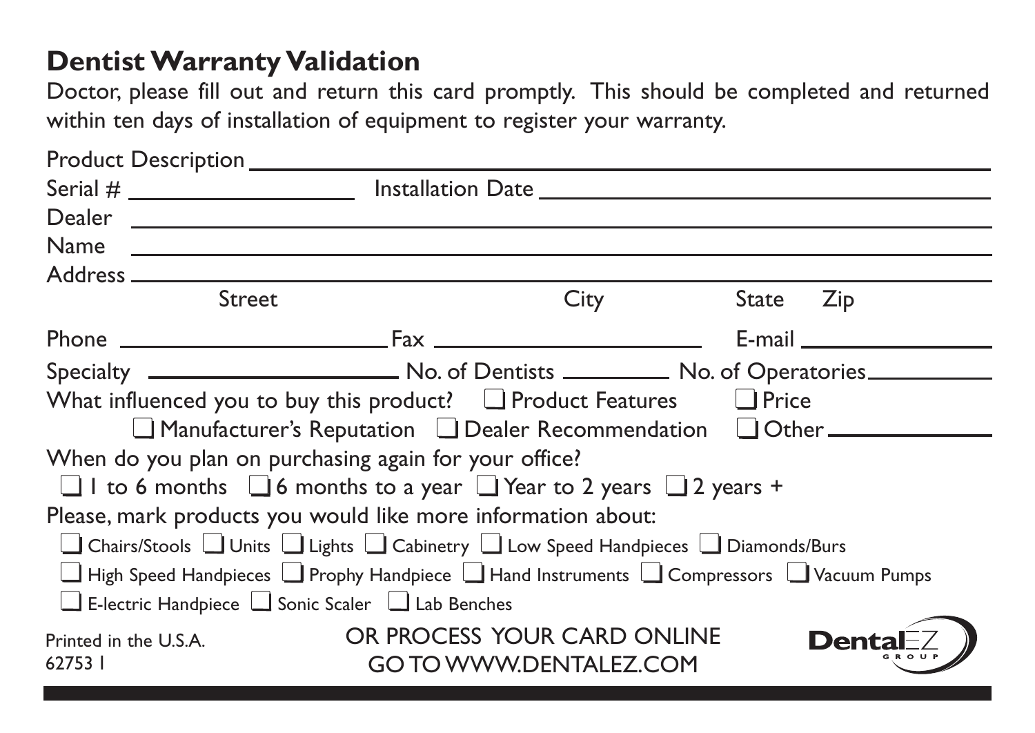## Dentist Warranty Validation

Doctor, please fill out and return this card promptly. This should be completed and returned within ten days of installation of equipment to register your warranty.

Product Description ______________________________

Serial # ______________ Installation Date ______________________

Dealer ______________________________

Name ______________________________

Address ______________________________

Street City State Zip

Phone ______________ Fax ______________ E-mail ______________

Specialty ______________ No. of Dentists ________ No. of Operatories ________

What influenced you to buy this product? ☐ Product Features ☐ Price

☐ Manufacturer's Reputation ☐ Dealer Recommendation ☐ Other ____________

When do you plan on purchasing again for your office?

☐ 1 to 6 months ☐ 6 months to a year ☐ Year to 2 years ☐ 2 years +

Please, mark products you would like more information about:

☐ Chairs/Stools ☐ Units ☐ Lights ☐ Cabinetry ☐ Low Speed Handpieces ☐ Diamonds/Burs

☐ High Speed Handpieces ☐ Prophy Handpiece ☐ Hand Instruments ☐ Compressors ☐ Vacuum Pumps

☐ E-lectric Handpiece ☐ Sonic Scaler ☐ Lab Benches

Printed in the U.S.A.
62753 1

OR PROCESS YOUR CARD ONLINE
GO TO WWW.DENTALEZ.COM

DentalEZ GROUP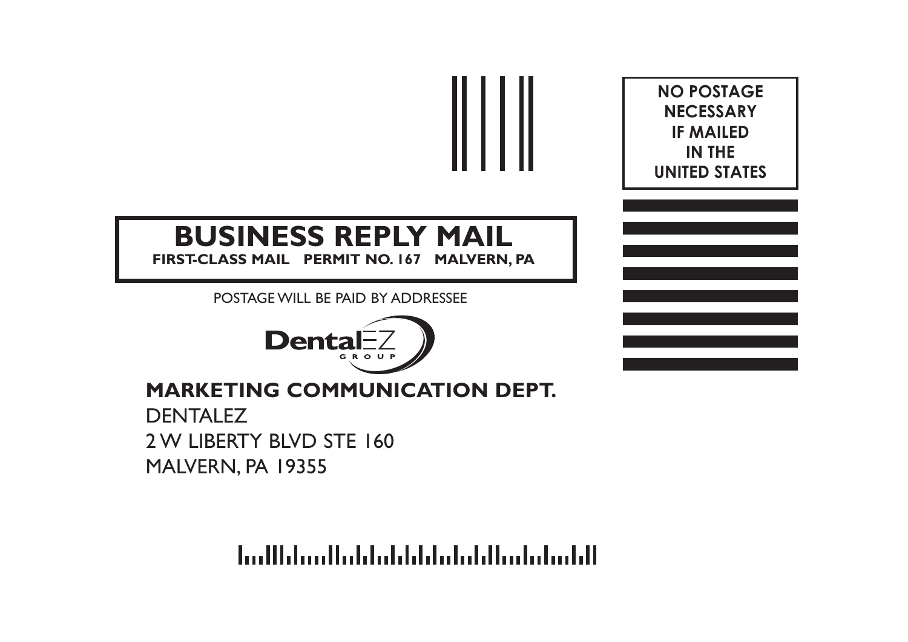NO POSTAGE
NECESSARY
IF MAILED
IN THE
UNITED STATES

# BUSINESS REPLY MAIL

**FIRST-CLASS MAIL PERMIT NO. 167 MALVERN, PA**

POSTAGE WILL BE PAID BY ADDRESSEE

DentalEZ GROUP

**MARKETING COMMUNICATION DEPT.**

DENTALEZ
2 W LIBERTY BLVD STE 160
MALVERN, PA 19355